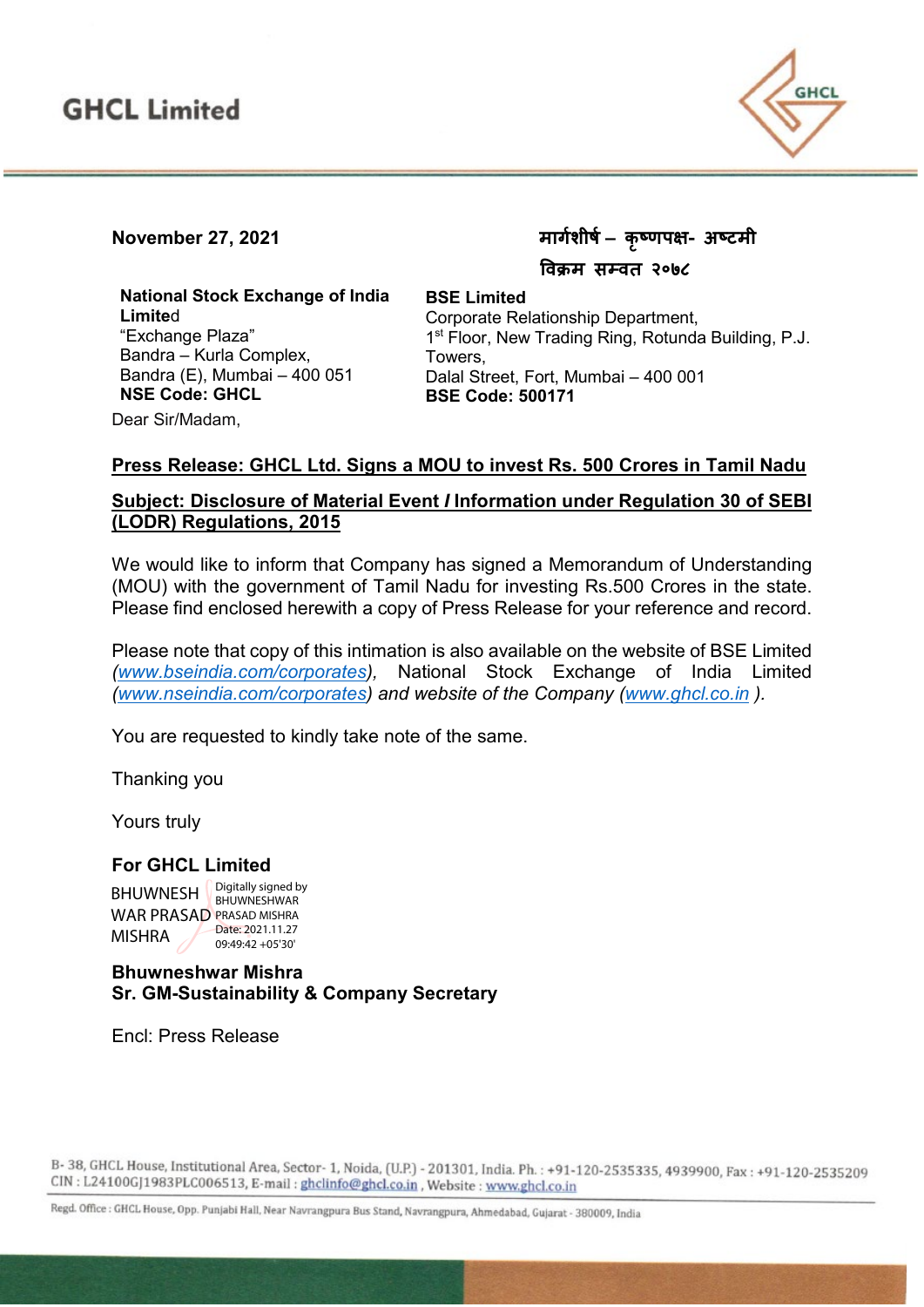# GHCL Limited

**November 27, 2021**

**मार्गशीर्ष – कृष्णपक्ष- अष्टमी**
**विक्रम सम्वत २०७८**

**National Stock Exchange of India Limited**
"Exchange Plaza"
Bandra – Kurla Complex,
Bandra (E), Mumbai – 400 051
**NSE Code: GHCL**

**BSE Limited**
Corporate Relationship Department,
1st Floor, New Trading Ring, Rotunda Building, P.J. Towers,
Dalal Street, Fort, Mumbai – 400 001
**BSE Code: 500171**

Dear Sir/Madam,

**Press Release: GHCL Ltd. Signs a MOU to invest Rs. 500 Crores in Tamil Nadu**

**Subject: Disclosure of Material Event / Information under Regulation 30 of SEBI (LODR) Regulations, 2015**

We would like to inform that Company has signed a Memorandum of Understanding (MOU) with the government of Tamil Nadu for investing Rs.500 Crores in the state. Please find enclosed herewith a copy of Press Release for your reference and record.

Please note that copy of this intimation is also available on the website of BSE Limited *(www.bseindia.com/corporates)*, National Stock Exchange of India Limited *(www.nseindia.com/corporates) and website of the Company (www.ghcl.co.in ).*

You are requested to kindly take note of the same.

Thanking you

Yours truly

**For GHCL Limited**

BHUWNESH WAR PRASAD MISHRA
Digitally signed by BHUWNESHWAR PRASAD MISHRA
Date: 2021.11.27 09:49:42 +05'30'

**Bhuwneshwar Mishra**
**Sr. GM-Sustainability & Company Secretary**

Encl: Press Release

B- 38, GHCL House, Institutional Area, Sector- 1, Noida, (U.P.) - 201301, India. Ph. : +91-120-2535335, 4939900, Fax : +91-120-2535209
CIN : L24100GJ1983PLC006513, E-mail : ghclinfo@ghcl.co.in , Website : www.ghcl.co.in

Regd. Office : GHCL House, Opp. Punjabi Hall, Near Navrangpura Bus Stand, Navrangpura, Ahmedabad, Gujarat - 380009, India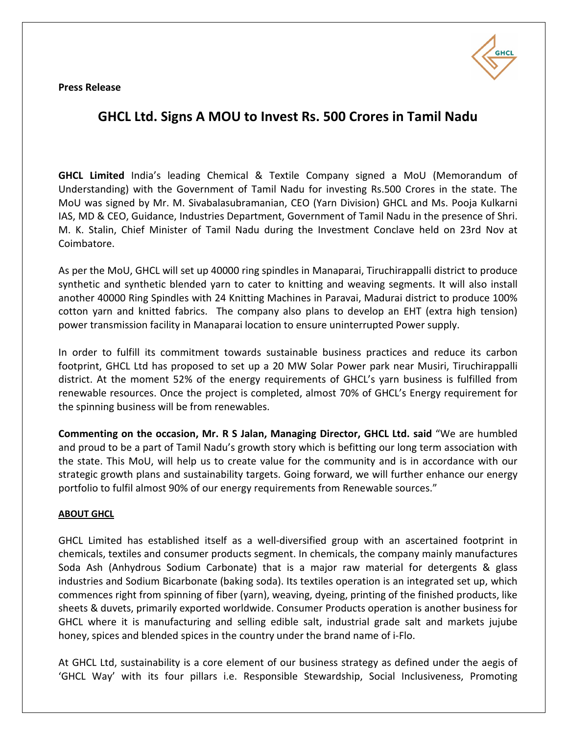**Press Release**

# GHCL Ltd. Signs A MOU to Invest Rs. 500 Crores in Tamil Nadu

**GHCL Limited** India's leading Chemical & Textile Company signed a MoU (Memorandum of Understanding) with the Government of Tamil Nadu for investing Rs.500 Crores in the state. The MoU was signed by Mr. M. Sivabalasubramanian, CEO (Yarn Division) GHCL and Ms. Pooja Kulkarni IAS, MD & CEO, Guidance, Industries Department, Government of Tamil Nadu in the presence of Shri. M. K. Stalin, Chief Minister of Tamil Nadu during the Investment Conclave held on 23rd Nov at Coimbatore.

As per the MoU, GHCL will set up 40000 ring spindles in Manaparai, Tiruchirappalli district to produce synthetic and synthetic blended yarn to cater to knitting and weaving segments. It will also install another 40000 Ring Spindles with 24 Knitting Machines in Paravai, Madurai district to produce 100% cotton yarn and knitted fabrics. The company also plans to develop an EHT (extra high tension) power transmission facility in Manaparai location to ensure uninterrupted Power supply.

In order to fulfill its commitment towards sustainable business practices and reduce its carbon footprint, GHCL Ltd has proposed to set up a 20 MW Solar Power park near Musiri, Tiruchirappalli district. At the moment 52% of the energy requirements of GHCL's yarn business is fulfilled from renewable resources. Once the project is completed, almost 70% of GHCL's Energy requirement for the spinning business will be from renewables.

**Commenting on the occasion, Mr. R S Jalan, Managing Director, GHCL Ltd. said** "We are humbled and proud to be a part of Tamil Nadu's growth story which is befitting our long term association with the state. This MoU, will help us to create value for the community and is in accordance with our strategic growth plans and sustainability targets. Going forward, we will further enhance our energy portfolio to fulfil almost 90% of our energy requirements from Renewable sources."

**ABOUT GHCL**

GHCL Limited has established itself as a well-diversified group with an ascertained footprint in chemicals, textiles and consumer products segment. In chemicals, the company mainly manufactures Soda Ash (Anhydrous Sodium Carbonate) that is a major raw material for detergents & glass industries and Sodium Bicarbonate (baking soda). Its textiles operation is an integrated set up, which commences right from spinning of fiber (yarn), weaving, dyeing, printing of the finished products, like sheets & duvets, primarily exported worldwide. Consumer Products operation is another business for GHCL where it is manufacturing and selling edible salt, industrial grade salt and markets jujube honey, spices and blended spices in the country under the brand name of i-Flo.

At GHCL Ltd, sustainability is a core element of our business strategy as defined under the aegis of 'GHCL Way' with its four pillars i.e. Responsible Stewardship, Social Inclusiveness, Promoting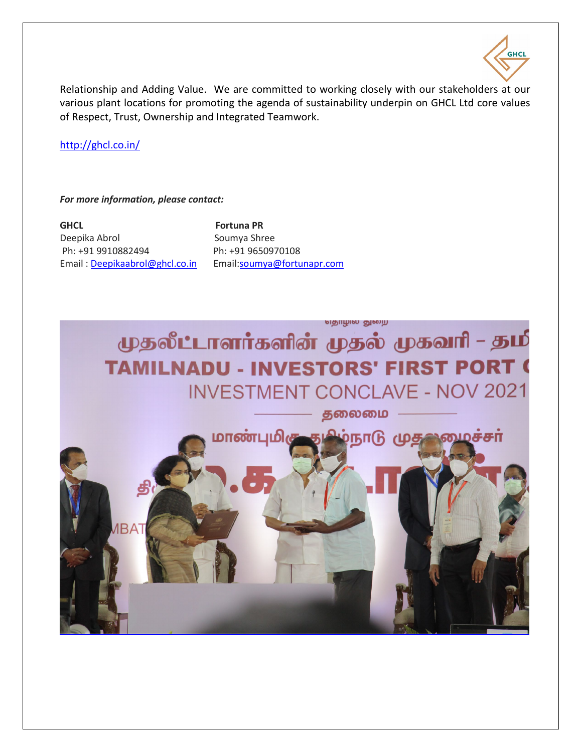Relationship and Adding Value. We are committed to working closely with our stakeholders at our various plant locations for promoting the agenda of sustainability underpin on GHCL Ltd core values of Respect, Trust, Ownership and Integrated Teamwork.

http://ghcl.co.in/

***For more information, please contact:***

| | |
|---|---|
| **GHCL** | **Fortuna PR** |
| Deepika Abrol | Soumya Shree |
| Ph: +91 9910882494 | Ph: +91 9650970108 |
| Email : Deepikaabrol@ghcl.co.in | Email:soumya@fortunapr.com |